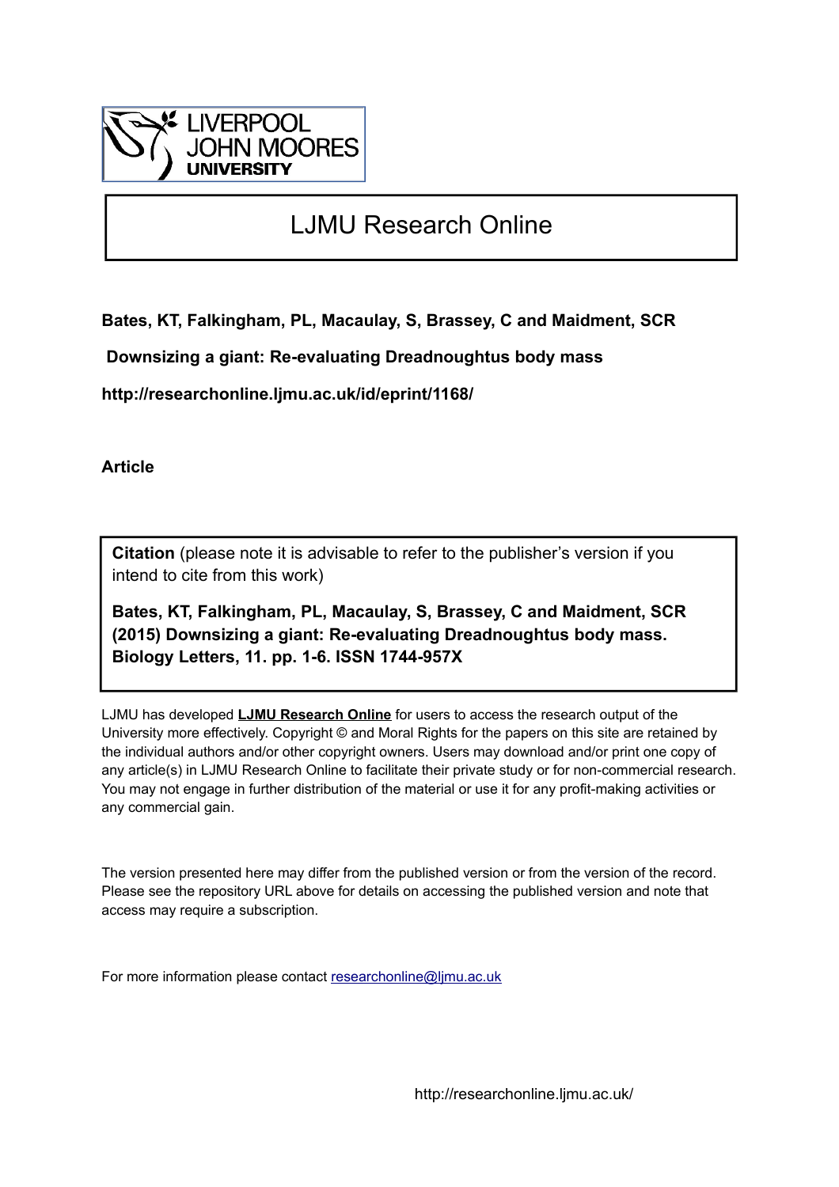LIVERPOOL JOHN MOORES UNIVERSITY

# LJMU Research Online

**Bates, KT, Falkingham, PL, Macaulay, S, Brassey, C and Maidment, SCR**

**Downsizing a giant: Re-evaluating Dreadnoughtus body mass**

**http://researchonline.ljmu.ac.uk/id/eprint/1168/**

**Article**

**Citation** (please note it is advisable to refer to the publisher's version if you intend to cite from this work)

**Bates, KT, Falkingham, PL, Macaulay, S, Brassey, C and Maidment, SCR (2015) Downsizing a giant: Re-evaluating Dreadnoughtus body mass. Biology Letters, 11. pp. 1-6. ISSN 1744-957X**

LJMU has developed **LJMU Research Online** for users to access the research output of the University more effectively. Copyright © and Moral Rights for the papers on this site are retained by the individual authors and/or other copyright owners. Users may download and/or print one copy of any article(s) in LJMU Research Online to facilitate their private study or for non-commercial research. You may not engage in further distribution of the material or use it for any profit-making activities or any commercial gain.

The version presented here may differ from the published version or from the version of the record. Please see the repository URL above for details on accessing the published version and note that access may require a subscription.

For more information please contact researchonline@ljmu.ac.uk

http://researchonline.ljmu.ac.uk/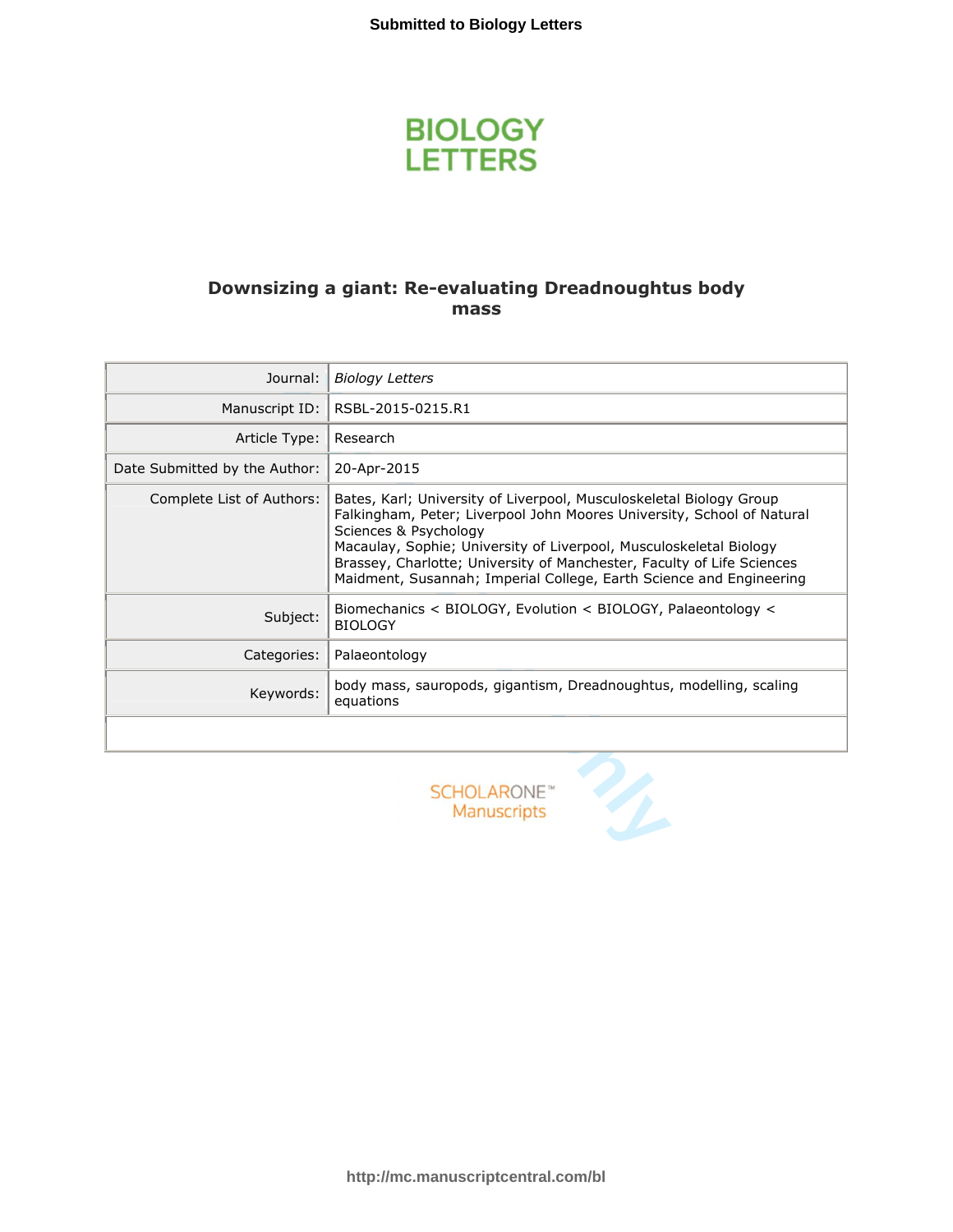# Downsizing a giant: Re-evaluating Dreadnoughtus body mass

| | |
|---|---|
| Journal: | *Biology Letters* |
| Manuscript ID: | RSBL-2015-0215.R1 |
| Article Type: | Research |
| Date Submitted by the Author: | 20-Apr-2015 |
| Complete List of Authors: | Bates, Karl; University of Liverpool, Musculoskeletal Biology Group<br>Falkingham, Peter; Liverpool John Moores University, School of Natural Sciences & Psychology<br>Macaulay, Sophie; University of Liverpool, Musculoskeletal Biology<br>Brassey, Charlotte; University of Manchester, Faculty of Life Sciences<br>Maidment, Susannah; Imperial College, Earth Science and Engineering |
| Subject: | Biomechanics < BIOLOGY, Evolution < BIOLOGY, Palaeontology < BIOLOGY |
| Categories: | Palaeontology |
| Keywords: | body mass, sauropods, gigantism, Dreadnoughtus, modelling, scaling equations |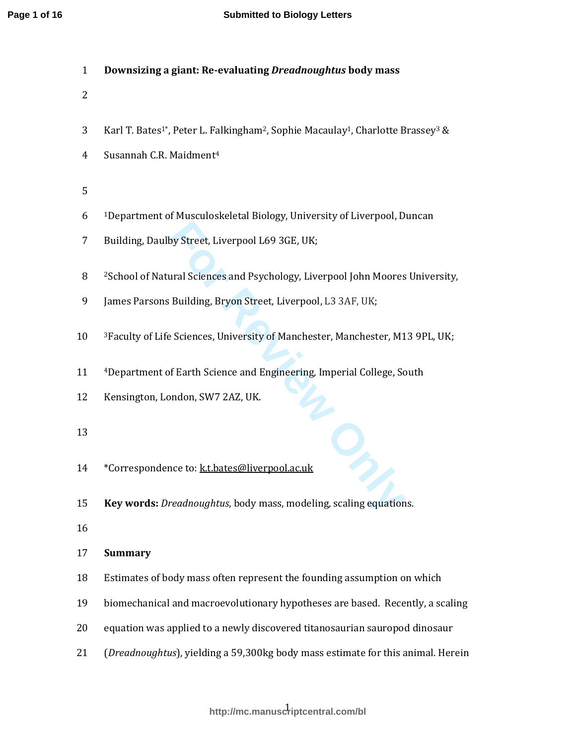# Downsizing a giant: Re-evaluating *Dreadnoughtus* body mass

Karl T. Bates[1*], Peter L. Falkingham[2], Sophie Macaulay[1], Charlotte Brassey[3] & Susannah C.R. Maidment[4]

[1]Department of Musculoskeletal Biology, University of Liverpool, Duncan Building, Daulby Street, Liverpool L69 3GE, UK;

[2]School of Natural Sciences and Psychology, Liverpool John Moores University, James Parsons Building, Bryon Street, Liverpool, L3 3AF, UK;

[3]Faculty of Life Sciences, University of Manchester, Manchester, M13 9PL, UK;

[4]Department of Earth Science and Engineering, Imperial College, South Kensington, London, SW7 2AZ, UK.

*Correspondence to: k.t.bates@liverpool.ac.uk

**Key words:** *Dreadnoughtus*, body mass, modeling, scaling equations.

## Summary

Estimates of body mass often represent the founding assumption on which biomechanical and macroevolutionary hypotheses are based. Recently, a scaling equation was applied to a newly discovered titanosaurian sauropod dinosaur (*Dreadnoughtus*), yielding a 59,300kg body mass estimate for this animal. Herein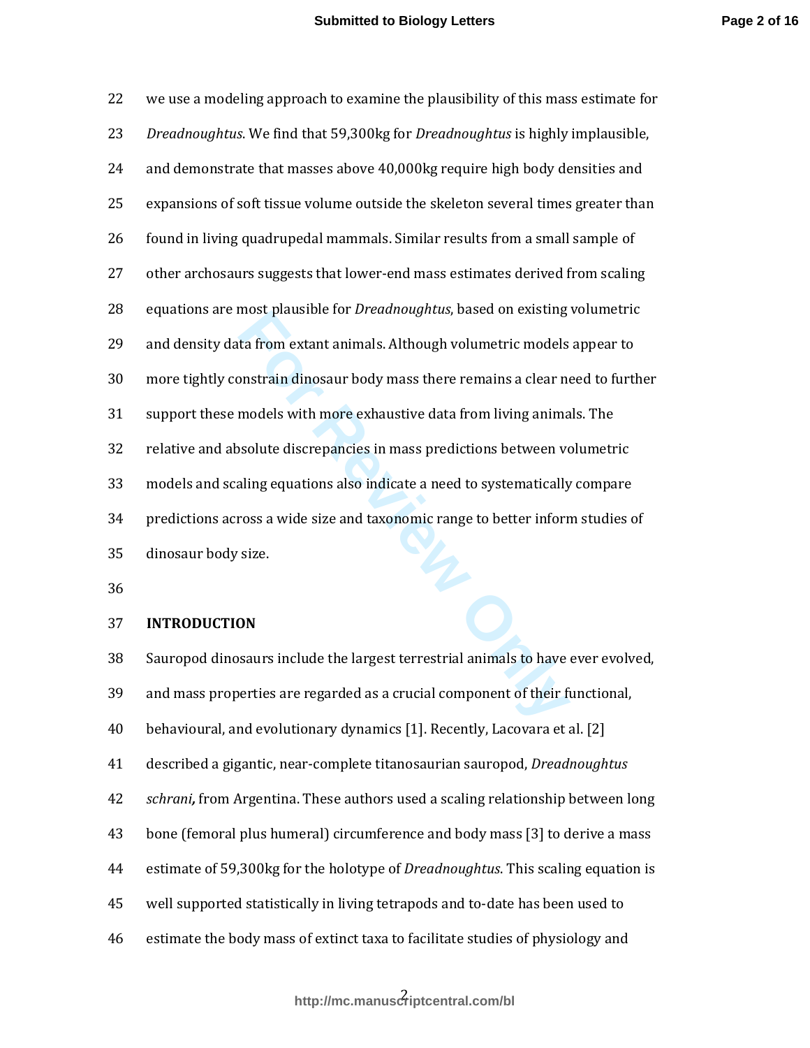we use a modeling approach to examine the plausibility of this mass estimate for *Dreadnoughtus*. We find that 59,300kg for *Dreadnoughtus* is highly implausible, and demonstrate that masses above 40,000kg require high body densities and expansions of soft tissue volume outside the skeleton several times greater than found in living quadrupedal mammals. Similar results from a small sample of other archosaurs suggests that lower-end mass estimates derived from scaling equations are most plausible for *Dreadnoughtus*, based on existing volumetric and density data from extant animals. Although volumetric models appear to more tightly constrain dinosaur body mass there remains a clear need to further support these models with more exhaustive data from living animals. The relative and absolute discrepancies in mass predictions between volumetric models and scaling equations also indicate a need to systematically compare predictions across a wide size and taxonomic range to better inform studies of dinosaur body size.

## INTRODUCTION

Sauropod dinosaurs include the largest terrestrial animals to have ever evolved, and mass properties are regarded as a crucial component of their functional, behavioural, and evolutionary dynamics [1]. Recently, Lacovara et al. [2] described a gigantic, near-complete titanosaurian sauropod, *Dreadnoughtus schrani***,** from Argentina. These authors used a scaling relationship between long bone (femoral plus humeral) circumference and body mass [3] to derive a mass estimate of 59,300kg for the holotype of *Dreadnoughtus*. This scaling equation is well supported statistically in living tetrapods and to-date has been used to estimate the body mass of extinct taxa to facilitate studies of physiology and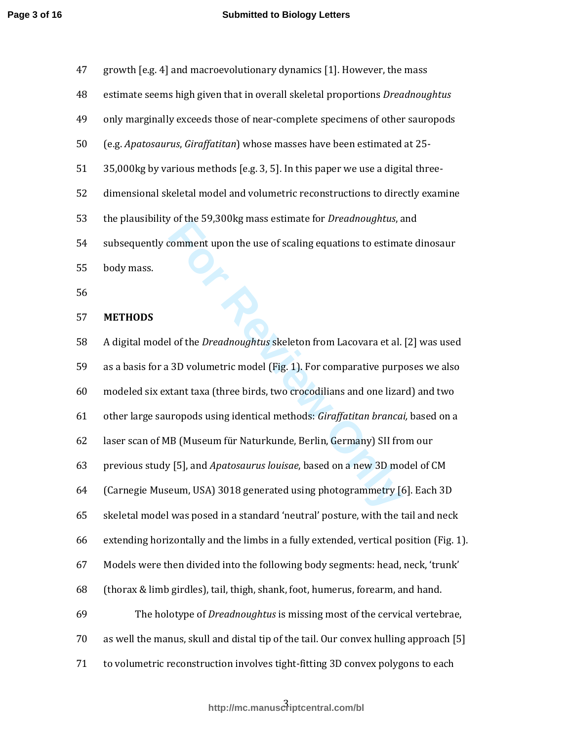growth [e.g. 4] and macroevolutionary dynamics [1]. However, the mass estimate seems high given that in overall skeletal proportions *Dreadnoughtus* only marginally exceeds those of near-complete specimens of other sauropods (e.g. *Apatosaurus*, *Giraffatitan*) whose masses have been estimated at 25-35,000kg by various methods [e.g. 3, 5]. In this paper we use a digital three-dimensional skeletal model and volumetric reconstructions to directly examine the plausibility of the 59,300kg mass estimate for *Dreadnoughtus*, and subsequently comment upon the use of scaling equations to estimate dinosaur body mass.

**METHODS**

A digital model of the *Dreadnoughtus* skeleton from Lacovara et al. [2] was used as a basis for a 3D volumetric model (Fig. 1). For comparative purposes we also modeled six extant taxa (three birds, two crocodilians and one lizard) and two other large sauropods using identical methods: *Giraffatitan brancai,* based on a laser scan of MB (Museum für Naturkunde, Berlin, Germany) SII from our previous study [5], and *Apatosaurus louisae*, based on a new 3D model of CM (Carnegie Museum, USA) 3018 generated using photogrammetry [6]. Each 3D skeletal model was posed in a standard 'neutral' posture, with the tail and neck extending horizontally and the limbs in a fully extended, vertical position (Fig. 1). Models were then divided into the following body segments: head, neck, 'trunk' (thorax & limb girdles), tail, thigh, shank, foot, humerus, forearm, and hand.

The holotype of *Dreadnoughtus* is missing most of the cervical vertebrae, as well the manus, skull and distal tip of the tail. Our convex hulling approach [5] to volumetric reconstruction involves tight-fitting 3D convex polygons to each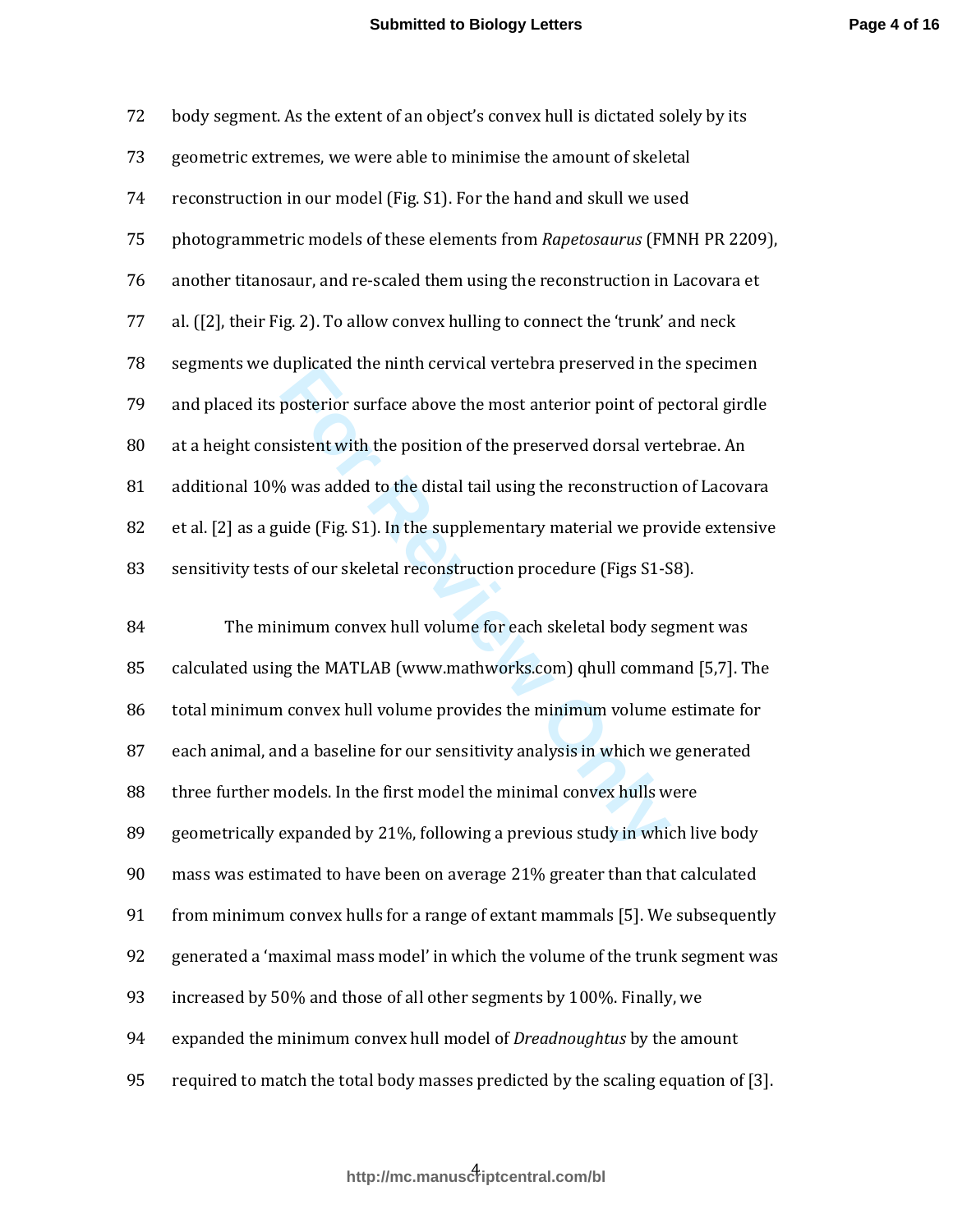body segment. As the extent of an object's convex hull is dictated solely by its geometric extremes, we were able to minimise the amount of skeletal reconstruction in our model (Fig. S1). For the hand and skull we used photogrammetric models of these elements from *Rapetosaurus* (FMNH PR 2209), another titanosaur, and re-scaled them using the reconstruction in Lacovara et al. ([2], their Fig. 2). To allow convex hulling to connect the 'trunk' and neck segments we duplicated the ninth cervical vertebra preserved in the specimen and placed its posterior surface above the most anterior point of pectoral girdle at a height consistent with the position of the preserved dorsal vertebrae. An additional 10% was added to the distal tail using the reconstruction of Lacovara et al. [2] as a guide (Fig. S1). In the supplementary material we provide extensive sensitivity tests of our skeletal reconstruction procedure (Figs S1-S8).

The minimum convex hull volume for each skeletal body segment was calculated using the MATLAB (www.mathworks.com) qhull command [5,7]. The total minimum convex hull volume provides the minimum volume estimate for each animal, and a baseline for our sensitivity analysis in which we generated three further models. In the first model the minimal convex hulls were geometrically expanded by 21%, following a previous study in which live body mass was estimated to have been on average 21% greater than that calculated from minimum convex hulls for a range of extant mammals [5]. We subsequently generated a 'maximal mass model' in which the volume of the trunk segment was increased by 50% and those of all other segments by 100%. Finally, we expanded the minimum convex hull model of *Dreadnoughtus* by the amount required to match the total body masses predicted by the scaling equation of [3].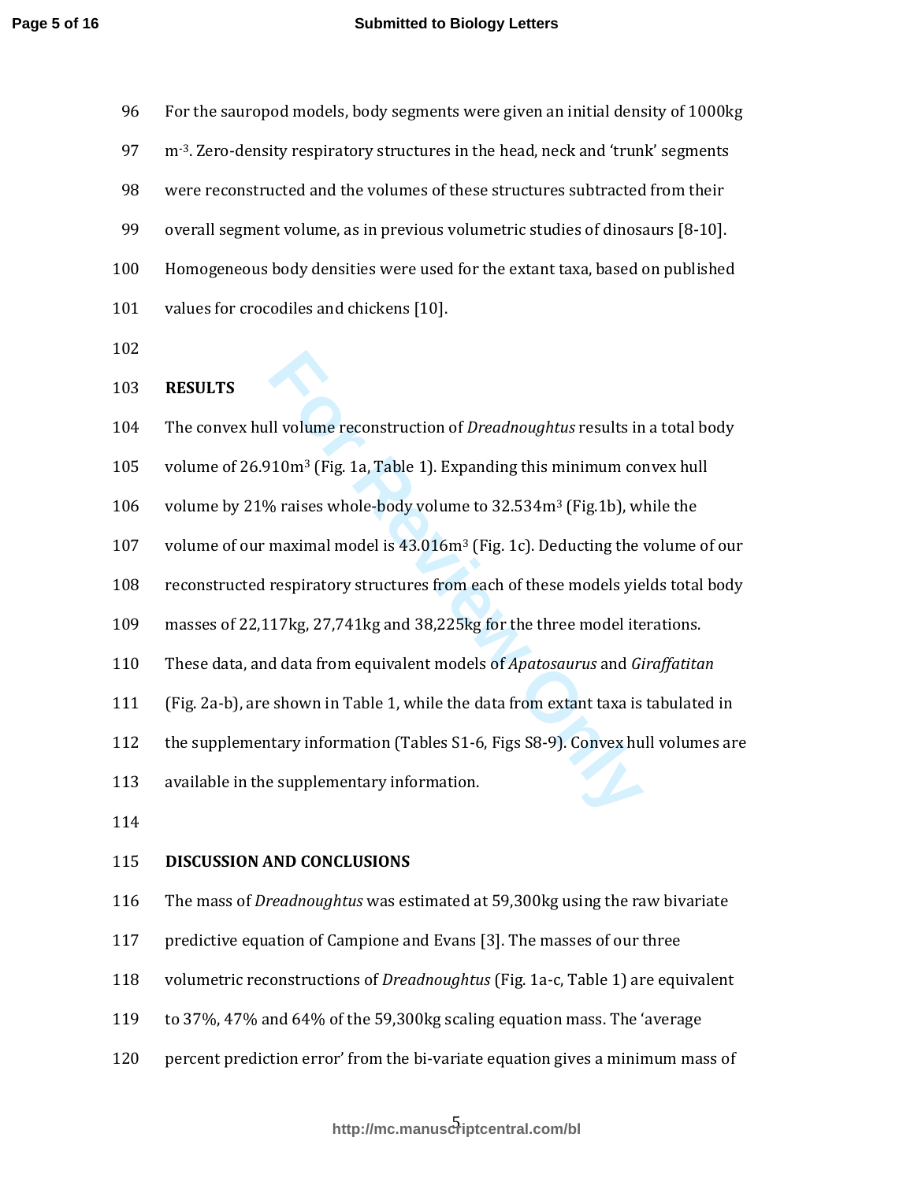For the sauropod models, body segments were given an initial density of 1000kg $m^{-3}$. Zero-density respiratory structures in the head, neck and 'trunk' segments were reconstructed and the volumes of these structures subtracted from their overall segment volume, as in previous volumetric studies of dinosaurs [8-10]. Homogeneous body densities were used for the extant taxa, based on published values for crocodiles and chickens [10].

## RESULTS

The convex hull volume reconstruction of *Dreadnoughtus* results in a total body volume of 26.910$m^3$ (Fig. 1a, Table 1). Expanding this minimum convex hull volume by 21% raises whole-body volume to 32.534$m^3$ (Fig.1b), while the volume of our maximal model is 43.016$m^3$ (Fig. 1c). Deducting the volume of our reconstructed respiratory structures from each of these models yields total body masses of 22,117kg, 27,741kg and 38,225kg for the three model iterations. These data, and data from equivalent models of *Apatosaurus* and *Giraffatitan* (Fig. 2a-b), are shown in Table 1, while the data from extant taxa is tabulated in the supplementary information (Tables S1-6, Figs S8-9). Convex hull volumes are available in the supplementary information.

## DISCUSSION AND CONCLUSIONS

The mass of *Dreadnoughtus* was estimated at 59,300kg using the raw bivariate predictive equation of Campione and Evans [3]. The masses of our three volumetric reconstructions of *Dreadnoughtus* (Fig. 1a-c, Table 1) are equivalent to 37%, 47% and 64% of the 59,300kg scaling equation mass. The 'average percent prediction error' from the bi-variate equation gives a minimum mass of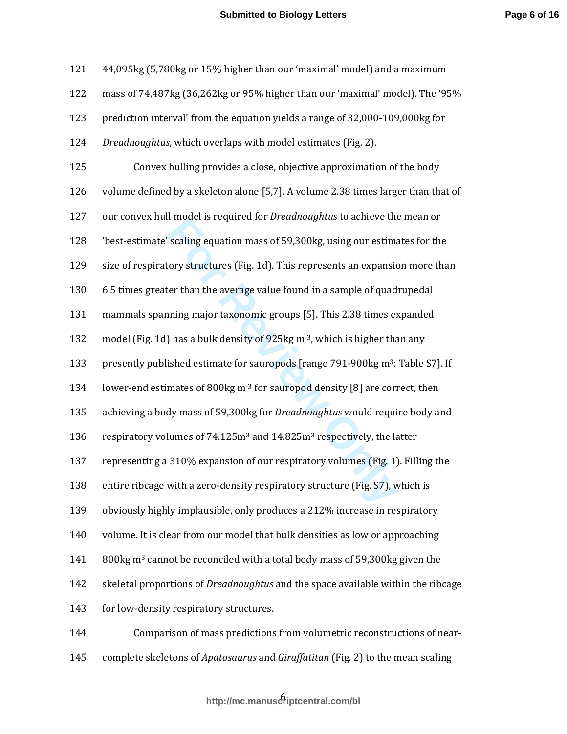44,095kg (5,780kg or 15% higher than our 'maximal' model) and a maximum mass of 74,487kg (36,262kg or 95% higher than our 'maximal' model). The '95% prediction interval' from the equation yields a range of 32,000-109,000kg for *Dreadnoughtus*, which overlaps with model estimates (Fig. 2).

Convex hulling provides a close, objective approximation of the body volume defined by a skeleton alone [5,7]. A volume 2.38 times larger than that of our convex hull model is required for *Dreadnoughtus* to achieve the mean or 'best-estimate' scaling equation mass of 59,300kg, using our estimates for the size of respiratory structures (Fig. 1d). This represents an expansion more than 6.5 times greater than the average value found in a sample of quadrupedal mammals spanning major taxonomic groups [5]. This 2.38 times expanded model (Fig. 1d) has a bulk density of 925kg $m^{-3}$, which is higher than any presently published estimate for sauropods [range 791-900kg $m^3$; Table S7]. If lower-end estimates of 800kg $m^{-3}$ for sauropod density [8] are correct, then achieving a body mass of 59,300kg for *Dreadnoughtus* would require body and respiratory volumes of 74.125$m^3$ and 14.825$m^3$ respectively, the latter representing a 310% expansion of our respiratory volumes (Fig. 1). Filling the entire ribcage with a zero-density respiratory structure (Fig. S7), which is obviously highly implausible, only produces a 212% increase in respiratory volume. It is clear from our model that bulk densities as low or approaching 800kg $m^3$ cannot be reconciled with a total body mass of 59,300kg given the skeletal proportions of *Dreadnoughtus* and the space available within the ribcage for low-density respiratory structures.

Comparison of mass predictions from volumetric reconstructions of near-complete skeletons of *Apatosaurus* and *Giraffatitan* (Fig. 2) to the mean scaling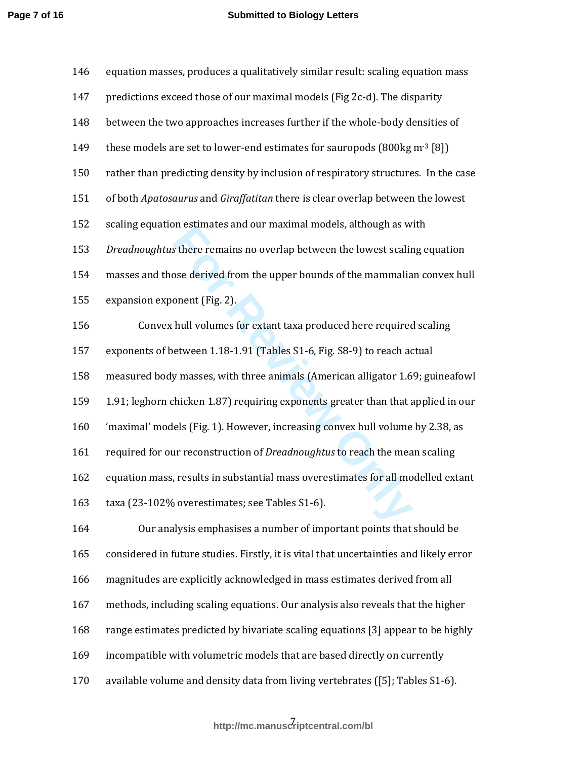equation masses, produces a qualitatively similar result: scaling equation mass predictions exceed those of our maximal models (Fig 2c-d). The disparity between the two approaches increases further if the whole-body densities of these models are set to lower-end estimates for sauropods (800kg m$^{-3}$ [8]) rather than predicting density by inclusion of respiratory structures. In the case of both *Apatosaurus* and *Giraffatitan* there is clear overlap between the lowest scaling equation estimates and our maximal models, although as with *Dreadnoughtus* there remains no overlap between the lowest scaling equation masses and those derived from the upper bounds of the mammalian convex hull expansion exponent (Fig. 2).

Convex hull volumes for extant taxa produced here required scaling exponents of between 1.18-1.91 (Tables S1-6, Fig. S8-9) to reach actual measured body masses, with three animals (American alligator 1.69; guineafowl 1.91; leghorn chicken 1.87) requiring exponents greater than that applied in our 'maximal' models (Fig. 1). However, increasing convex hull volume by 2.38, as required for our reconstruction of *Dreadnoughtus* to reach the mean scaling equation mass, results in substantial mass overestimates for all modelled extant taxa (23-102% overestimates; see Tables S1-6).

Our analysis emphasises a number of important points that should be considered in future studies. Firstly, it is vital that uncertainties and likely error magnitudes are explicitly acknowledged in mass estimates derived from all methods, including scaling equations. Our analysis also reveals that the higher range estimates predicted by bivariate scaling equations [3] appear to be highly incompatible with volumetric models that are based directly on currently available volume and density data from living vertebrates ([5]; Tables S1-6).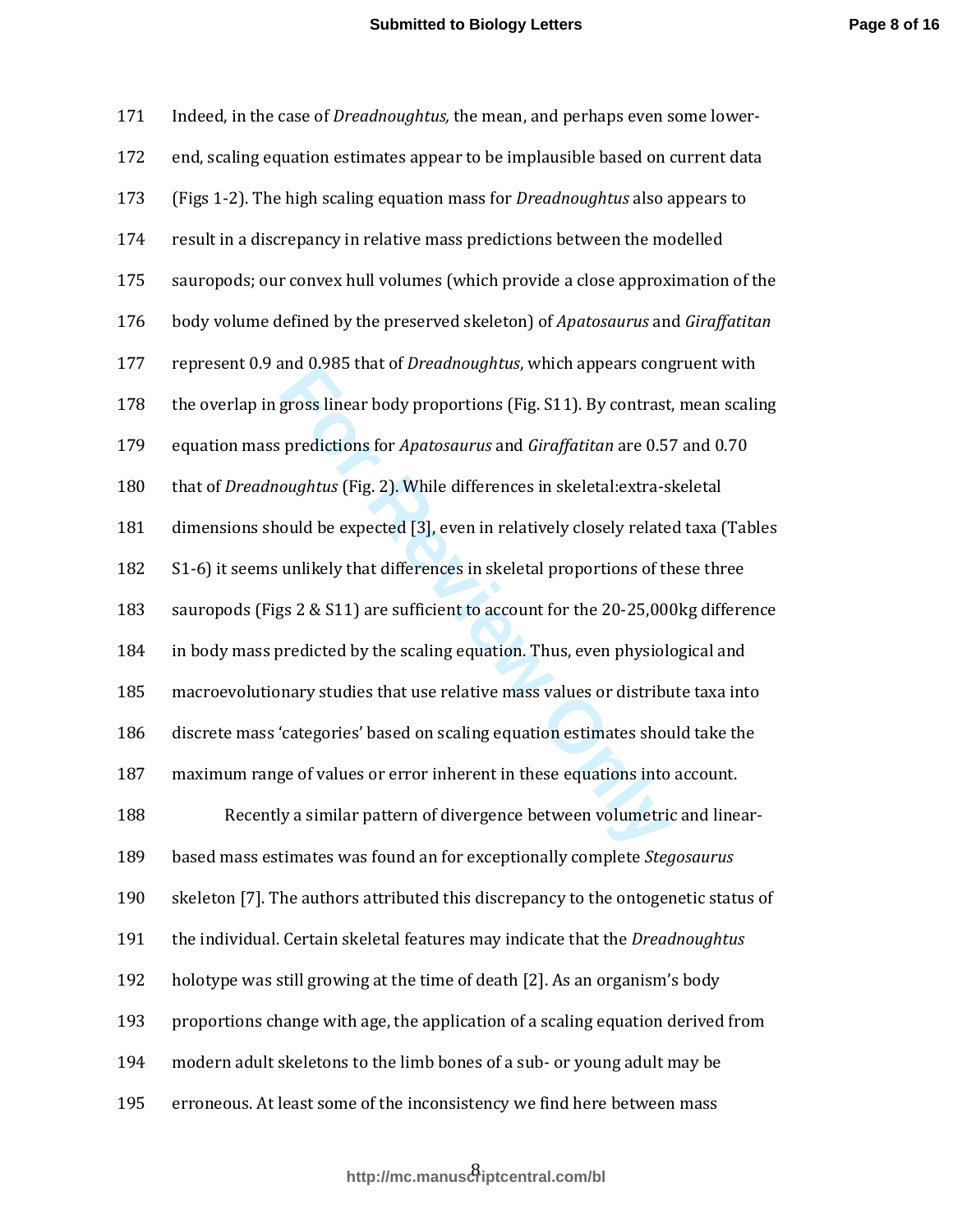Indeed, in the case of *Dreadnoughtus,* the mean, and perhaps even some lower-end, scaling equation estimates appear to be implausible based on current data (Figs 1-2). The high scaling equation mass for *Dreadnoughtus* also appears to result in a discrepancy in relative mass predictions between the modelled sauropods; our convex hull volumes (which provide a close approximation of the body volume defined by the preserved skeleton) of *Apatosaurus* and *Giraffatitan* represent 0.9 and 0.985 that of *Dreadnoughtus*, which appears congruent with the overlap in gross linear body proportions (Fig. S11). By contrast, mean scaling equation mass predictions for *Apatosaurus* and *Giraffatitan* are 0.57 and 0.70 that of *Dreadnoughtus* (Fig. 2). While differences in skeletal:extra-skeletal dimensions should be expected [3], even in relatively closely related taxa (Tables S1-6) it seems unlikely that differences in skeletal proportions of these three sauropods (Figs 2 & S11) are sufficient to account for the 20-25,000kg difference in body mass predicted by the scaling equation. Thus, even physiological and macroevolutionary studies that use relative mass values or distribute taxa into discrete mass 'categories' based on scaling equation estimates should take the maximum range of values or error inherent in these equations into account.

Recently a similar pattern of divergence between volumetric and linear-based mass estimates was found an for exceptionally complete *Stegosaurus* skeleton [7]. The authors attributed this discrepancy to the ontogenetic status of the individual. Certain skeletal features may indicate that the *Dreadnoughtus* holotype was still growing at the time of death [2]. As an organism's body proportions change with age, the application of a scaling equation derived from modern adult skeletons to the limb bones of a sub- or young adult may be erroneous. At least some of the inconsistency we find here between mass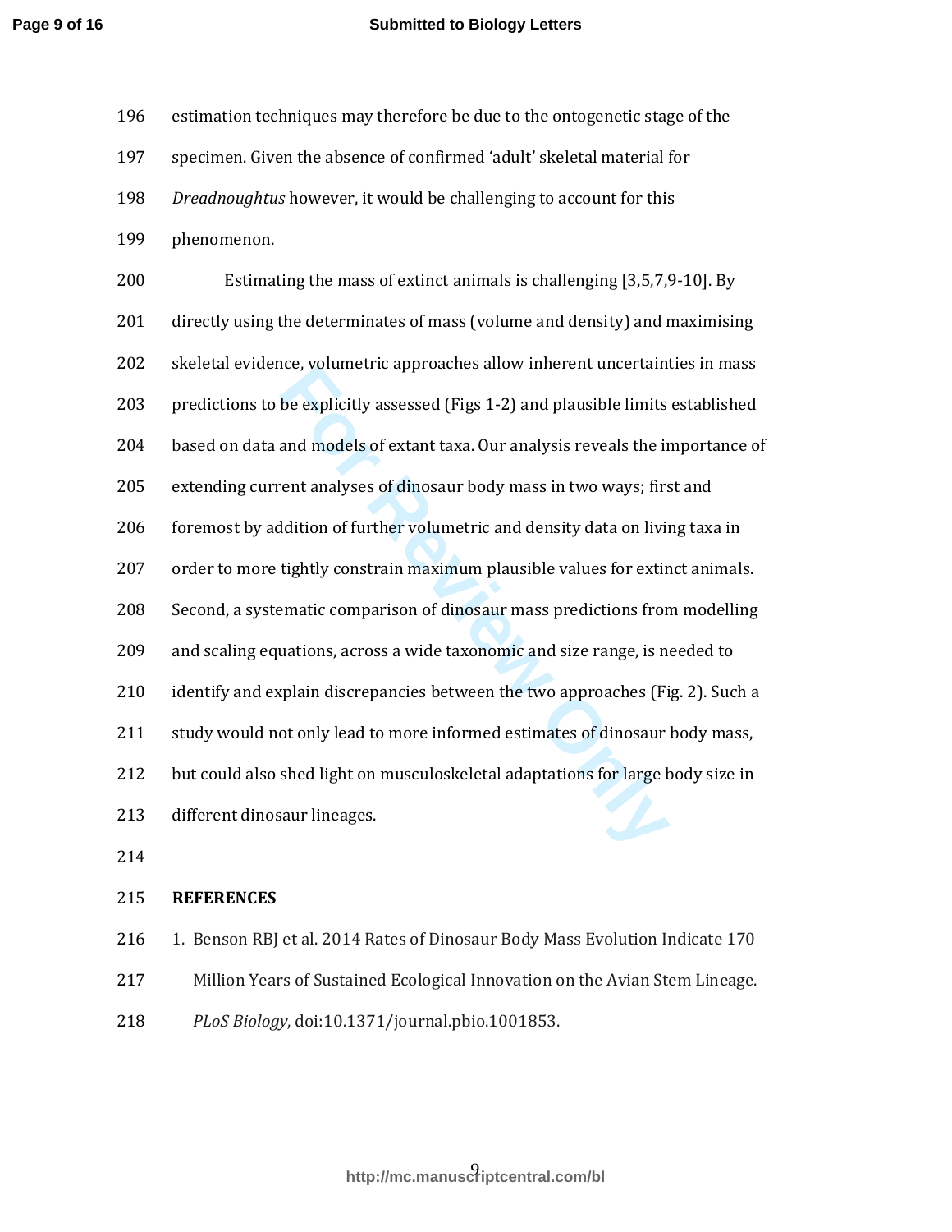estimation techniques may therefore be due to the ontogenetic stage of the specimen. Given the absence of confirmed 'adult' skeletal material for *Dreadnoughtus* however, it would be challenging to account for this phenomenon.

Estimating the mass of extinct animals is challenging [3,5,7,9-10]. By directly using the determinates of mass (volume and density) and maximising skeletal evidence, volumetric approaches allow inherent uncertainties in mass predictions to be explicitly assessed (Figs 1-2) and plausible limits established based on data and models of extant taxa. Our analysis reveals the importance of extending current analyses of dinosaur body mass in two ways; first and foremost by addition of further volumetric and density data on living taxa in order to more tightly constrain maximum plausible values for extinct animals. Second, a systematic comparison of dinosaur mass predictions from modelling and scaling equations, across a wide taxonomic and size range, is needed to identify and explain discrepancies between the two approaches (Fig. 2). Such a study would not only lead to more informed estimates of dinosaur body mass, but could also shed light on musculoskeletal adaptations for large body size in different dinosaur lineages.

## REFERENCES

1. Benson RBJ et al. 2014 Rates of Dinosaur Body Mass Evolution Indicate 170 Million Years of Sustained Ecological Innovation on the Avian Stem Lineage. *PLoS Biology*, doi:10.1371/journal.pbio.1001853.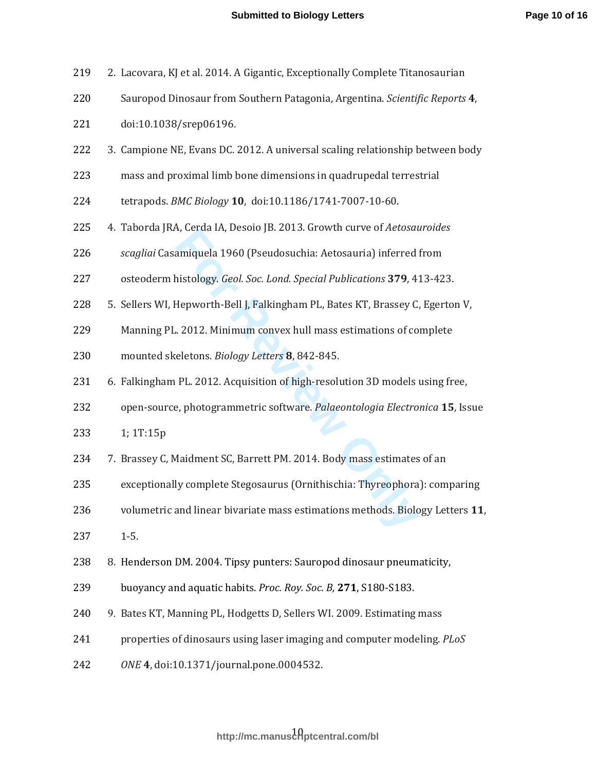2. Lacovara, KJ et al. 2014. A Gigantic, Exceptionally Complete Titanosaurian Sauropod Dinosaur from Southern Patagonia, Argentina. *Scientific Reports* **4**, doi:10.1038/srep06196.
3. Campione NE, Evans DC. 2012. A universal scaling relationship between body mass and proximal limb bone dimensions in quadrupedal terrestrial tetrapods. *BMC Biology* **10**, doi:10.1186/1741-7007-10-60.
4. Taborda JRA, Cerda IA, Desoio JB. 2013. Growth curve of *Aetosauroides scagliai* Casamiquela 1960 (Pseudosuchia: Aetosauria) inferred from osteoderm histology. *Geol. Soc. Lond. Special Publications* **379**, 413-423.
5. Sellers WI, Hepworth-Bell J, Falkingham PL, Bates KT, Brassey C, Egerton V, Manning PL. 2012. Minimum convex hull mass estimations of complete mounted skeletons. *Biology Letters* **8**, 842-845.
6. Falkingham PL. 2012. Acquisition of high-resolution 3D models using free, open-source, photogrammetric software. *Palaeontologia Electronica* **15**, Issue 1; 1T:15p
7. Brassey C, Maidment SC, Barrett PM. 2014. Body mass estimates of an exceptionally complete Stegosaurus (Ornithischia: Thyreophora): comparing volumetric and linear bivariate mass estimations methods. Biology Letters **11**, 1-5.
8. Henderson DM. 2004. Tipsy punters: Sauropod dinosaur pneumaticity, buoyancy and aquatic habits. *Proc. Roy. Soc. B,* **271**, S180-S183.
9. Bates KT, Manning PL, Hodgetts D, Sellers WI. 2009. Estimating mass properties of dinosaurs using laser imaging and computer modeling. *PLoS ONE* **4**, doi:10.1371/journal.pone.0004532.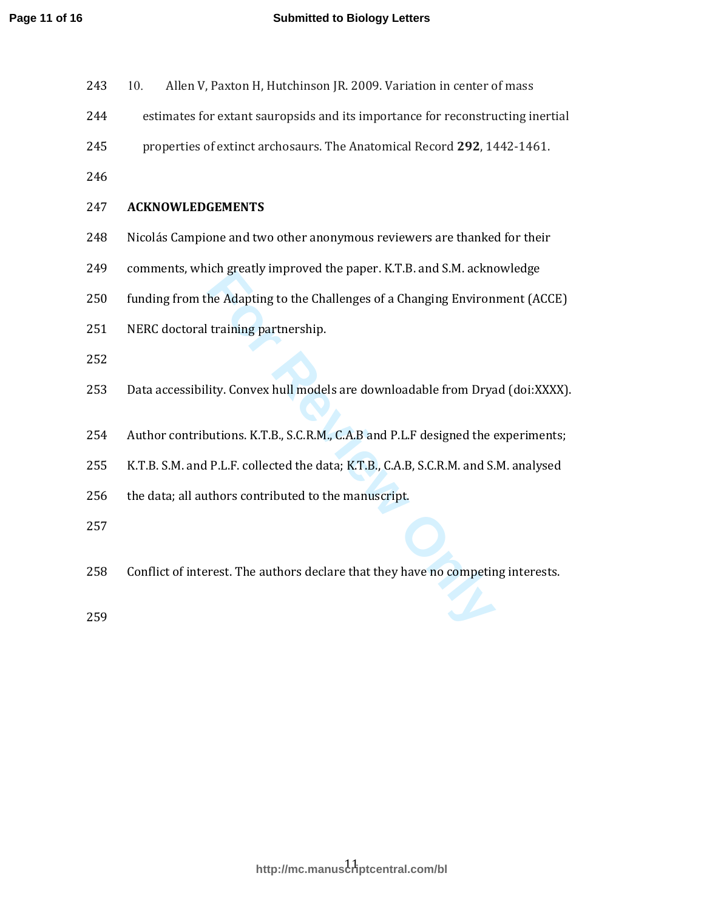10. Allen V, Paxton H, Hutchinson JR. 2009. Variation in center of mass estimates for extant sauropsids and its importance for reconstructing inertial properties of extinct archosaurs. The Anatomical Record **292**, 1442-1461.

## ACKNOWLEDGEMENTS

Nicolás Campione and two other anonymous reviewers are thanked for their comments, which greatly improved the paper. K.T.B. and S.M. acknowledge funding from the Adapting to the Challenges of a Changing Environment (ACCE) NERC doctoral training partnership.

Data accessibility. Convex hull models are downloadable from Dryad (doi:XXXX).

Author contributions. K.T.B., S.C.R.M., C.A.B and P.L.F designed the experiments; K.T.B. S.M. and P.L.F. collected the data; K.T.B., C.A.B, S.C.R.M. and S.M. analysed the data; all authors contributed to the manuscript.

Conflict of interest. The authors declare that they have no competing interests.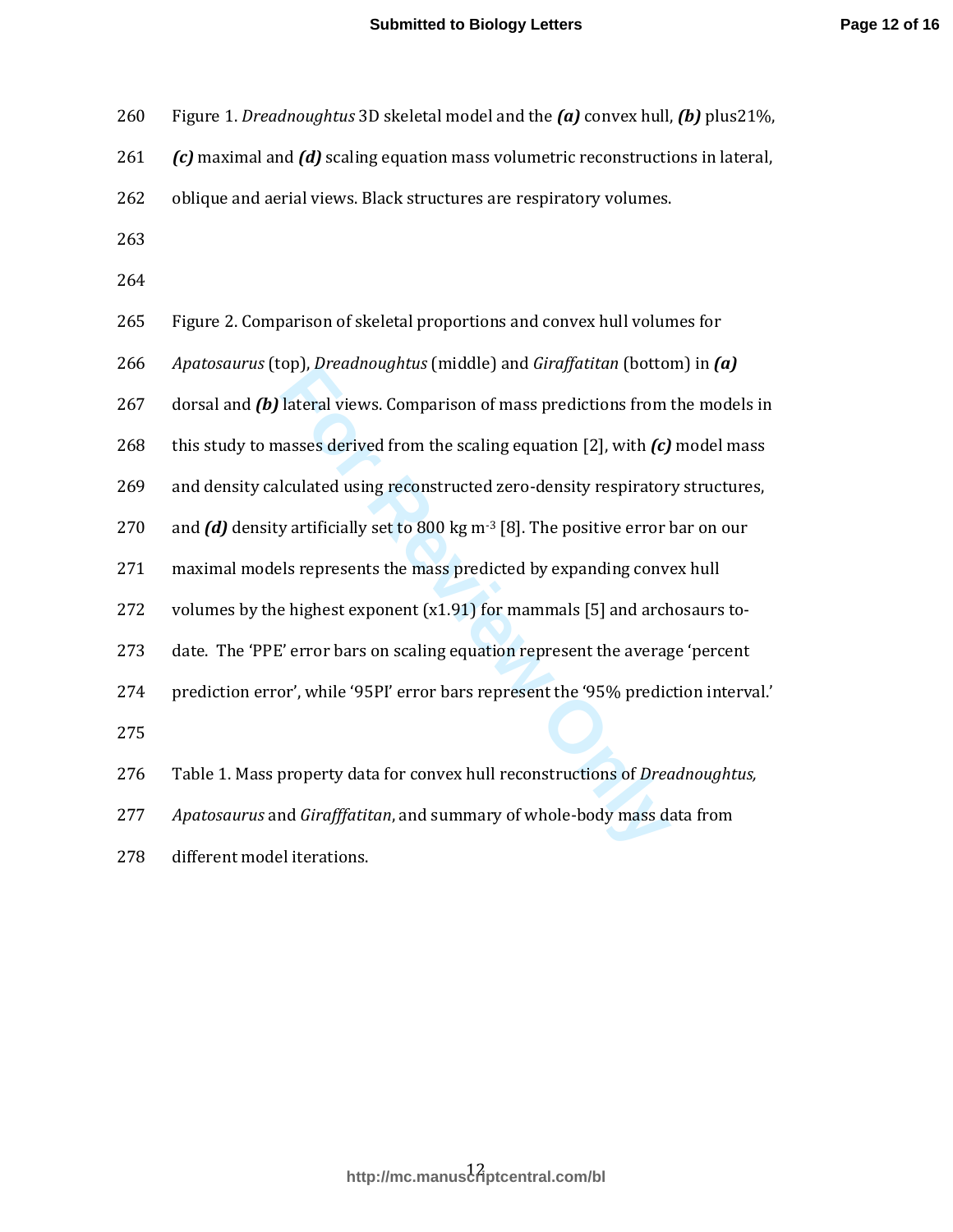Figure 1. *Dreadnoughtus* 3D skeletal model and the ***(a)*** convex hull, ***(b)*** plus21%, ***(c)*** maximal and ***(d)*** scaling equation mass volumetric reconstructions in lateral, oblique and aerial views. Black structures are respiratory volumes.

Figure 2. Comparison of skeletal proportions and convex hull volumes for *Apatosaurus* (top), *Dreadnoughtus* (middle) and *Giraffatitan* (bottom) in ***(a)*** dorsal and ***(b)*** lateral views. Comparison of mass predictions from the models in this study to masses derived from the scaling equation [2], with ***(c)*** model mass and density calculated using reconstructed zero-density respiratory structures, and ***(d)*** density artificially set to 800 kg $m^{-3}$ [8]. The positive error bar on our maximal models represents the mass predicted by expanding convex hull volumes by the highest exponent (x1.91) for mammals [5] and archosaurs to-date. The 'PPE' error bars on scaling equation represent the average 'percent prediction error', while '95PI' error bars represent the '95% prediction interval.'

Table 1. Mass property data for convex hull reconstructions of *Dreadnoughtus, Apatosaurus* and *Girafffatitan*, and summary of whole-body mass data from different model iterations.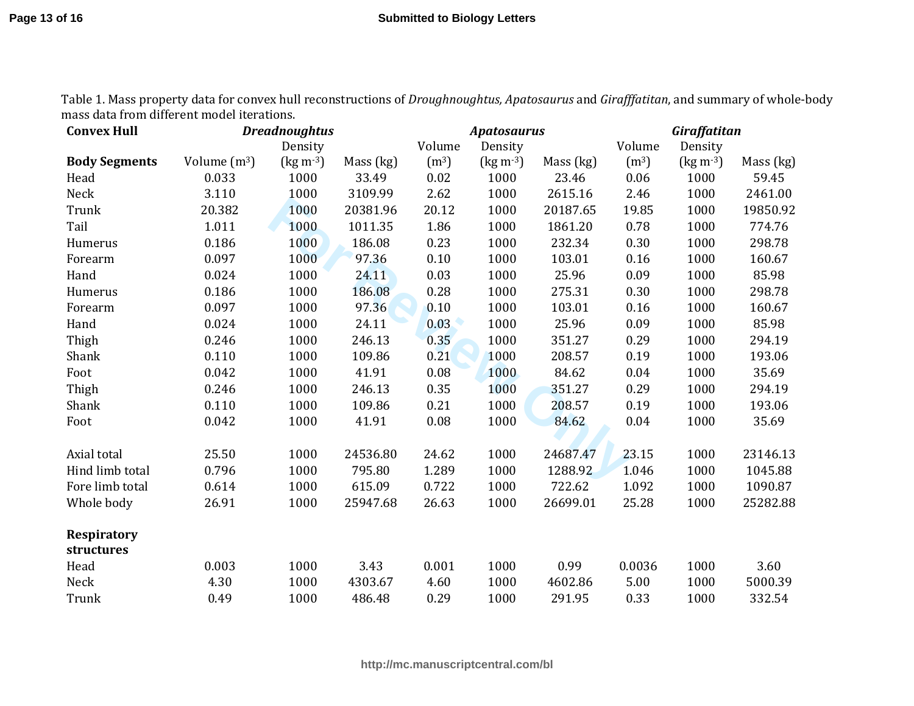Table 1. Mass property data for convex hull reconstructions of *Droughnoughtus, Apatosaurus* and *Girafffatitan*, and summary of whole-body mass data from different model iterations.

| **Convex Hull** | ***Dreadnoughtus*** | | | ***Apatosaurus*** | | | ***Giraffatitan*** | | |
|---|---|---|---|---|---|---|---|---|---|
| **Body Segments** | Volume ($m^3$) | Density (kg $m^{-3}$) | Mass (kg) | Volume ($m^3$) | Density (kg $m^{-3}$) | Mass (kg) | Volume ($m^3$) | Density (kg $m^{-3}$) | Mass (kg) |
| Head | 0.033 | 1000 | 33.49 | 0.02 | 1000 | 23.46 | 0.06 | 1000 | 59.45 |
| Neck | 3.110 | 1000 | 3109.99 | 2.62 | 1000 | 2615.16 | 2.46 | 1000 | 2461.00 |
| Trunk | 20.382 | 1000 | 20381.96 | 20.12 | 1000 | 20187.65 | 19.85 | 1000 | 19850.92 |
| Tail | 1.011 | 1000 | 1011.35 | 1.86 | 1000 | 1861.20 | 0.78 | 1000 | 774.76 |
| Humerus | 0.186 | 1000 | 186.08 | 0.23 | 1000 | 232.34 | 0.30 | 1000 | 298.78 |
| Forearm | 0.097 | 1000 | 97.36 | 0.10 | 1000 | 103.01 | 0.16 | 1000 | 160.67 |
| Hand | 0.024 | 1000 | 24.11 | 0.03 | 1000 | 25.96 | 0.09 | 1000 | 85.98 |
| Humerus | 0.186 | 1000 | 186.08 | 0.28 | 1000 | 275.31 | 0.30 | 1000 | 298.78 |
| Forearm | 0.097 | 1000 | 97.36 | 0.10 | 1000 | 103.01 | 0.16 | 1000 | 160.67 |
| Hand | 0.024 | 1000 | 24.11 | 0.03 | 1000 | 25.96 | 0.09 | 1000 | 85.98 |
| Thigh | 0.246 | 1000 | 246.13 | 0.35 | 1000 | 351.27 | 0.29 | 1000 | 294.19 |
| Shank | 0.110 | 1000 | 109.86 | 0.21 | 1000 | 208.57 | 0.19 | 1000 | 193.06 |
| Foot | 0.042 | 1000 | 41.91 | 0.08 | 1000 | 84.62 | 0.04 | 1000 | 35.69 |
| Thigh | 0.246 | 1000 | 246.13 | 0.35 | 1000 | 351.27 | 0.29 | 1000 | 294.19 |
| Shank | 0.110 | 1000 | 109.86 | 0.21 | 1000 | 208.57 | 0.19 | 1000 | 193.06 |
| Foot | 0.042 | 1000 | 41.91 | 0.08 | 1000 | 84.62 | 0.04 | 1000 | 35.69 |
| | | | | | | | | | |
| Axial total | 25.50 | 1000 | 24536.80 | 24.62 | 1000 | 24687.47 | 23.15 | 1000 | 23146.13 |
| Hind limb total | 0.796 | 1000 | 795.80 | 1.289 | 1000 | 1288.92 | 1.046 | 1000 | 1045.88 |
| Fore limb total | 0.614 | 1000 | 615.09 | 0.722 | 1000 | 722.62 | 1.092 | 1000 | 1090.87 |
| Whole body | 26.91 | 1000 | 25947.68 | 26.63 | 1000 | 26699.01 | 25.28 | 1000 | 25282.88 |
| | | | | | | | | | |
| **Respiratory structures** | | | | | | | | | |
| Head | 0.003 | 1000 | 3.43 | 0.001 | 1000 | 0.99 | 0.0036 | 1000 | 3.60 |
| Neck | 4.30 | 1000 | 4303.67 | 4.60 | 1000 | 4602.86 | 5.00 | 1000 | 5000.39 |
| Trunk | 0.49 | 1000 | 486.48 | 0.29 | 1000 | 291.95 | 0.33 | 1000 | 332.54 |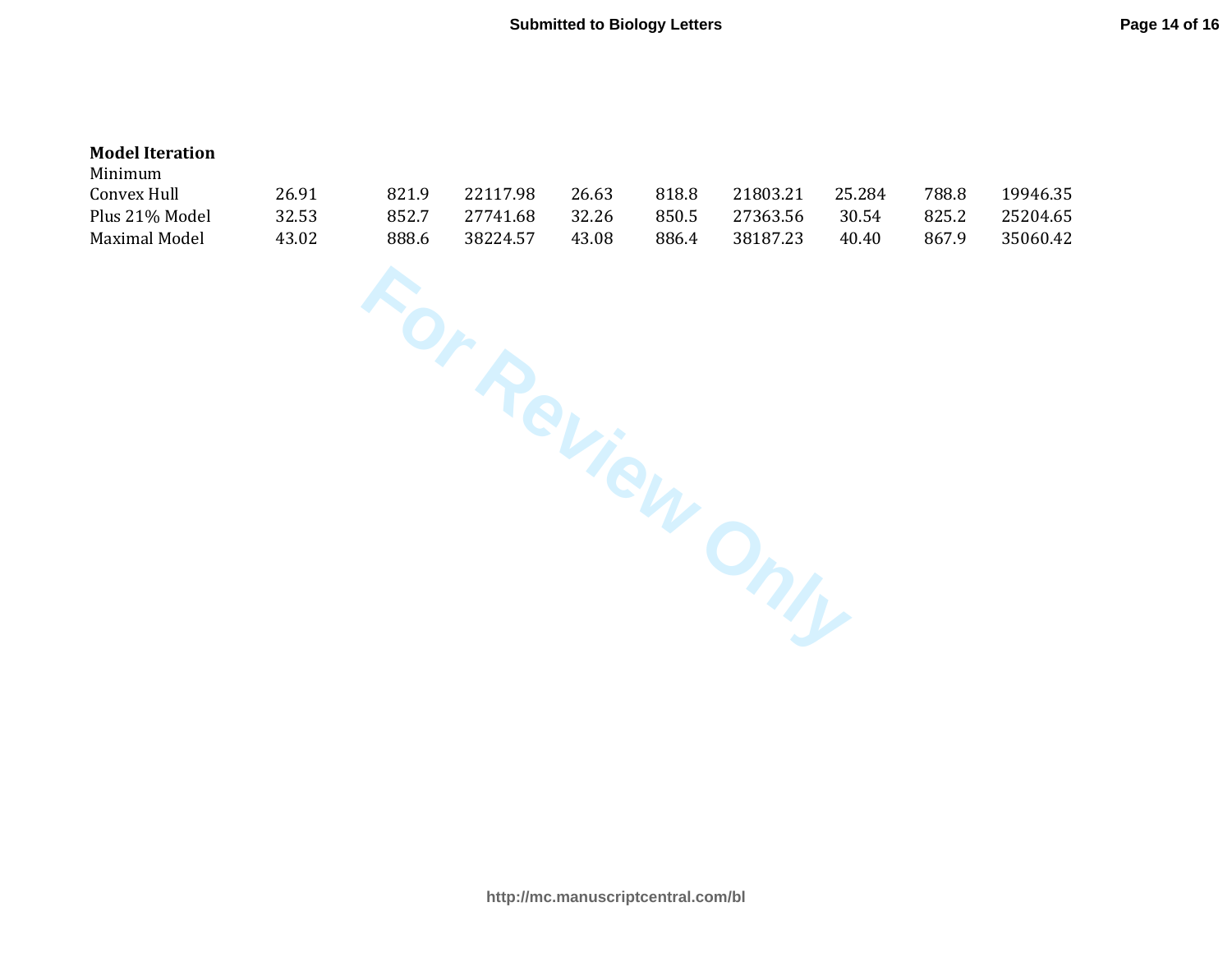| **Model Iteration** | | | | | | | | | |
|---|---|---|---|---|---|---|---|---|---|
| Minimum Convex Hull | 26.91 | 821.9 | 22117.98 | 26.63 | 818.8 | 21803.21 | 25.284 | 788.8 | 19946.35 |
| Plus 21% Model | 32.53 | 852.7 | 27741.68 | 32.26 | 850.5 | 27363.56 | 30.54 | 825.2 | 25204.65 |
| Maximal Model | 43.02 | 888.6 | 38224.57 | 43.08 | 886.4 | 38187.23 | 40.40 | 867.9 | 35060.42 |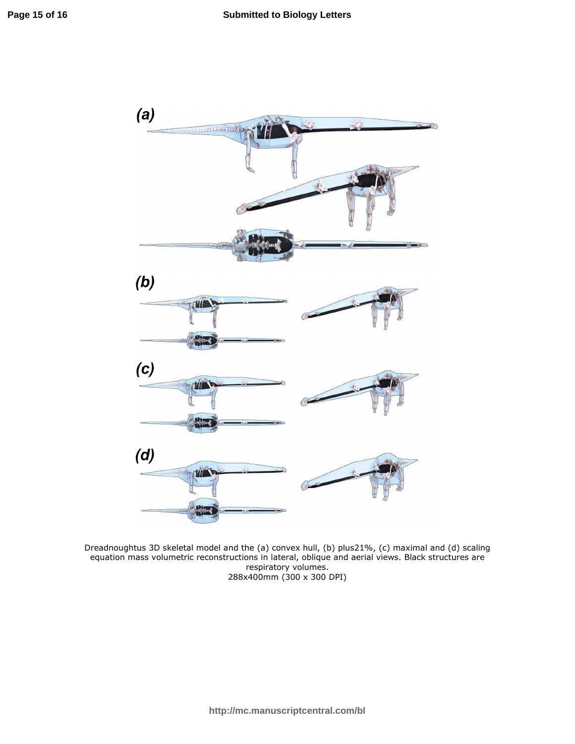Dreadnoughtus 3D skeletal model and the (a) convex hull, (b) plus21%, (c) maximal and (d) scaling equation mass volumetric reconstructions in lateral, oblique and aerial views. Black structures are respiratory volumes.
288x400mm (300 x 300 DPI)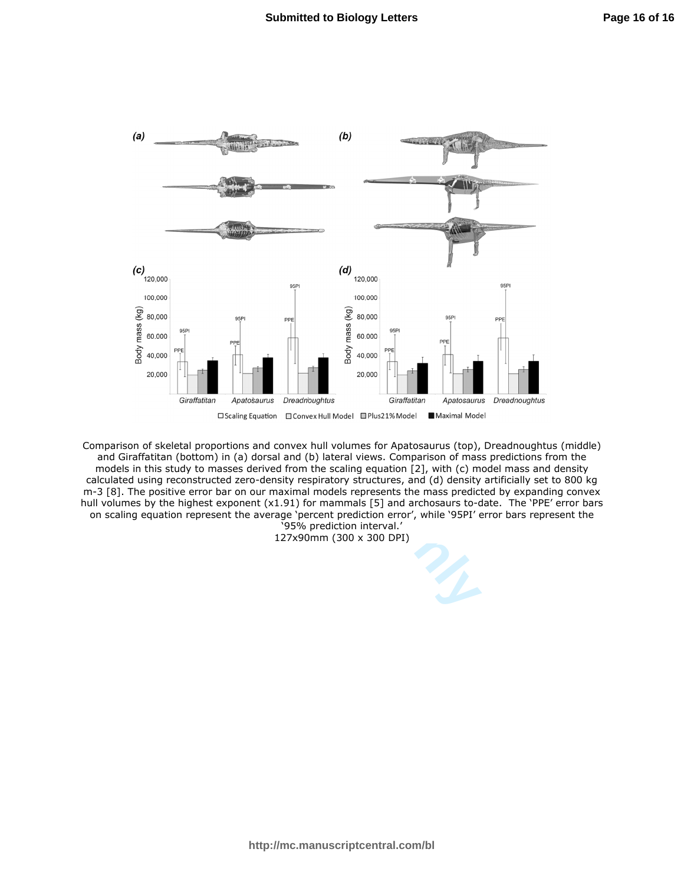(a)

(b)

(c)

120,000

100,000

80,000

60,000

40,000

20,000

Body mass (kg)

95PI

PPE

Giraffatitan

Apatosaurus

Dreadnoughtus

(d)

120,000

100,000

80,000

60,000

40,000

20,000

Body mass (kg)

95PI

PPE

Giraffatitan

Apatosaurus

Dreadnoughtus

Scaling Equation

Convex Hull Model

Plus21% Model

Maximal Model

Comparison of skeletal proportions and convex hull volumes for Apatosaurus (top), Dreadnoughtus (middle) and Giraffatitan (bottom) in (a) dorsal and (b) lateral views. Comparison of mass predictions from the models in this study to masses derived from the scaling equation [2], with (c) model mass and density calculated using reconstructed zero-density respiratory structures, and (d) density artificially set to 800 kg m-3 [8]. The positive error bar on our maximal models represents the mass predicted by expanding convex hull volumes by the highest exponent (x1.91) for mammals [5] and archosaurs to-date. The 'PPE' error bars on scaling equation represent the average 'percent prediction error', while '95PI' error bars represent the '95% prediction interval.'

127x90mm (300 x 300 DPI)